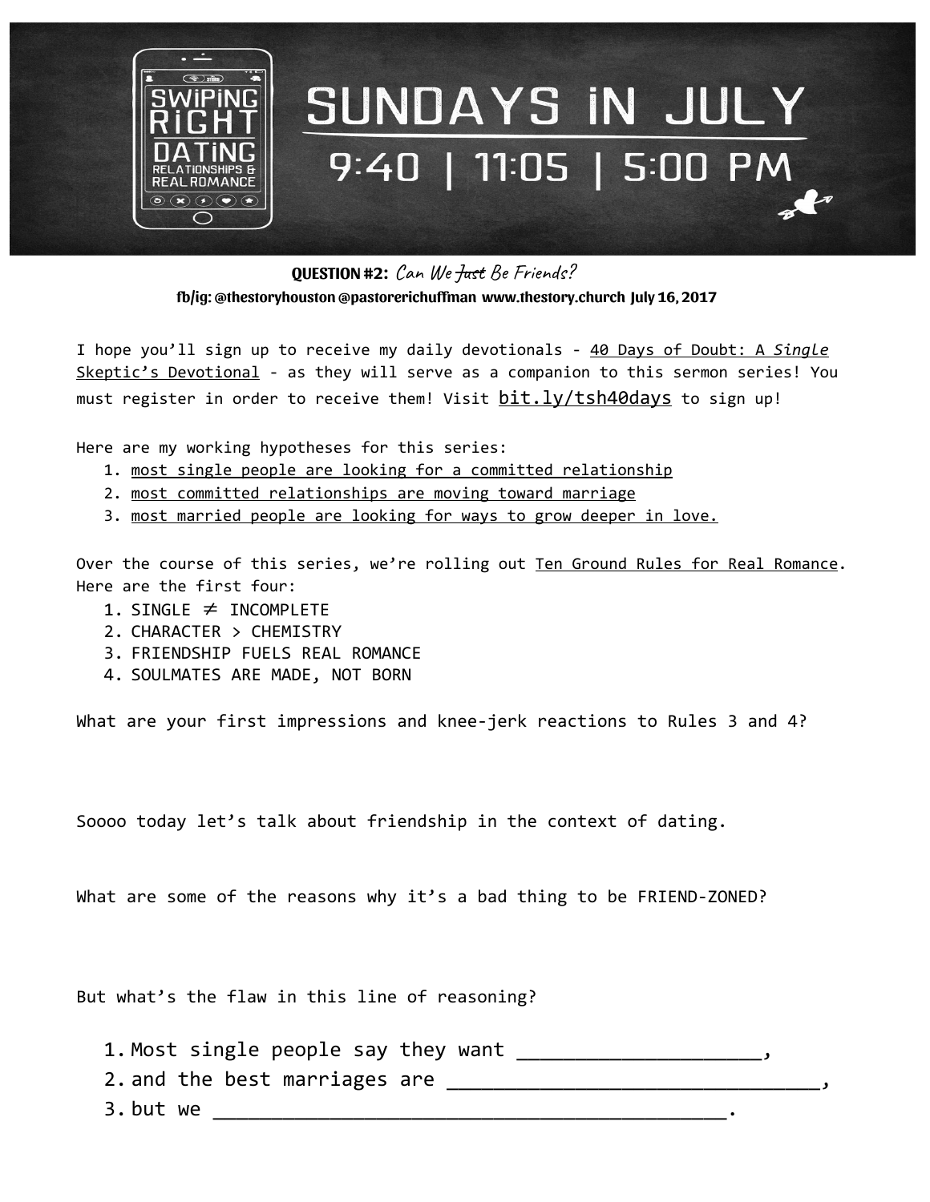# SWIPING RIGHT: DATING, RELATIONSHIPS & REAL ROMANCE

## SUNDAYS IN JULY

## 9:40 | 11:05 | 5:00 PM

**QUESTION #2:** *Can We ~~Just~~ Be Friends?*

**fb/ig: @thestoryhouston @pastorerichuffman www.thestory.church July 16, 2017**

I hope you'll sign up to receive my daily devotionals - 40 Days of Doubt: A *Single* Skeptic's Devotional - as they will serve as a companion to this sermon series! You must register in order to receive them! Visit bit.ly/tsh40days to sign up!

Here are my working hypotheses for this series:

1. most single people are looking for a committed relationship
2. most committed relationships are moving toward marriage
3. most married people are looking for ways to grow deeper in love.

Over the course of this series, we're rolling out Ten Ground Rules for Real Romance. Here are the first four:

1. SINGLE ≠ INCOMPLETE
2. CHARACTER > CHEMISTRY
3. FRIENDSHIP FUELS REAL ROMANCE
4. SOULMATES ARE MADE, NOT BORN

What are your first impressions and knee-jerk reactions to Rules 3 and 4?

Soooo today let's talk about friendship in the context of dating.

What are some of the reasons why it's a bad thing to be FRIEND-ZONED?

But what's the flaw in this line of reasoning?

1. Most single people say they want ____________________,
2. and the best marriages are ______________________________,
3. but we ___________________________________________.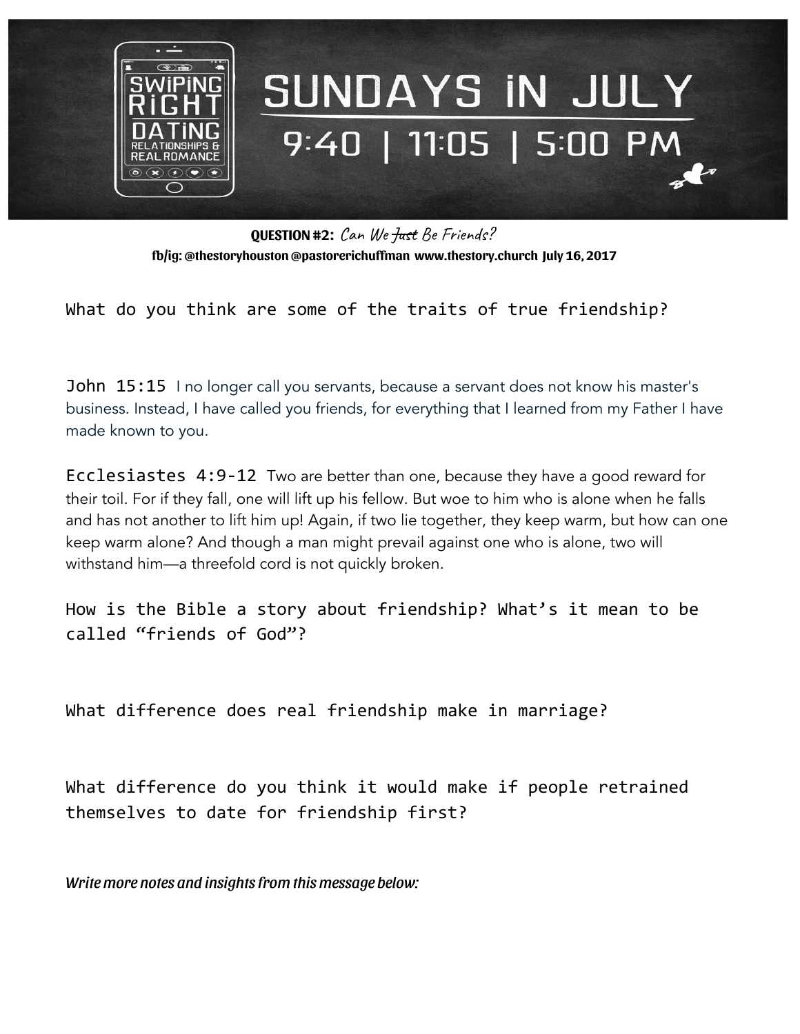SWIPING RIGHT
DATING
RELATIONSHIPS & REAL ROMANCE

# SUNDAYS IN JULY

## 9:40 | 11:05 | 5:00 PM

**QUESTION #2:** *Can We ~~Just~~ Be Friends?*

**fb/ig: @thestoryhouston @pastorerichuffman www.thestory.church July 16, 2017**

What do you think are some of the traits of true friendship?

John 15:15 I no longer call you servants, because a servant does not know his master's business. Instead, I have called you friends, for everything that I learned from my Father I have made known to you.

Ecclesiastes 4:9-12 Two are better than one, because they have a good reward for their toil. For if they fall, one will lift up his fellow. But woe to him who is alone when he falls and has not another to lift him up! Again, if two lie together, they keep warm, but how can one keep warm alone? And though a man might prevail against one who is alone, two will withstand him—a threefold cord is not quickly broken.

How is the Bible a story about friendship? What's it mean to be called "friends of God"?

What difference does real friendship make in marriage?

What difference do you think it would make if people retrained themselves to date for friendship first?

***Write more notes and insights from this message below:***